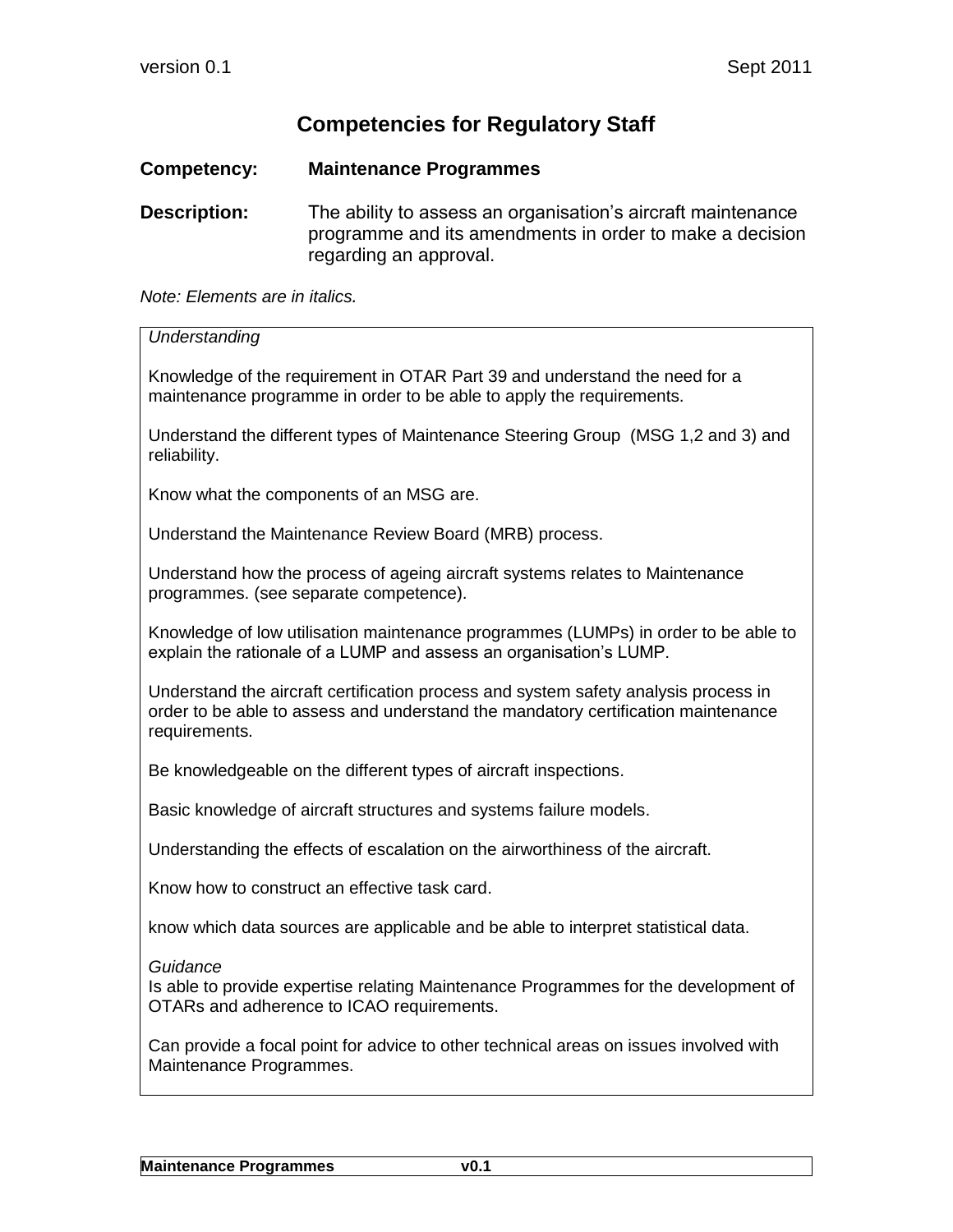# Competencies for Regulatory Staff

**Competency:** **Maintenance Programmes**

**Description:** The ability to assess an organisation's aircraft maintenance programme and its amendments in order to make a decision regarding an approval.

*Note: Elements are in italics.*

*Understanding*

Knowledge of the requirement in OTAR Part 39 and understand the need for a maintenance programme in order to be able to apply the requirements.

Understand the different types of Maintenance Steering Group (MSG 1,2 and 3) and reliability.

Know what the components of an MSG are.

Understand the Maintenance Review Board (MRB) process.

Understand how the process of ageing aircraft systems relates to Maintenance programmes. (see separate competence).

Knowledge of low utilisation maintenance programmes (LUMPs) in order to be able to explain the rationale of a LUMP and assess an organisation's LUMP.

Understand the aircraft certification process and system safety analysis process in order to be able to assess and understand the mandatory certification maintenance requirements.

Be knowledgeable on the different types of aircraft inspections.

Basic knowledge of aircraft structures and systems failure models.

Understanding the effects of escalation on the airworthiness of the aircraft.

Know how to construct an effective task card.

know which data sources are applicable and be able to interpret statistical data.

*Guidance*

Is able to provide expertise relating Maintenance Programmes for the development of OTARs and adherence to ICAO requirements.

Can provide a focal point for advice to other technical areas on issues involved with Maintenance Programmes.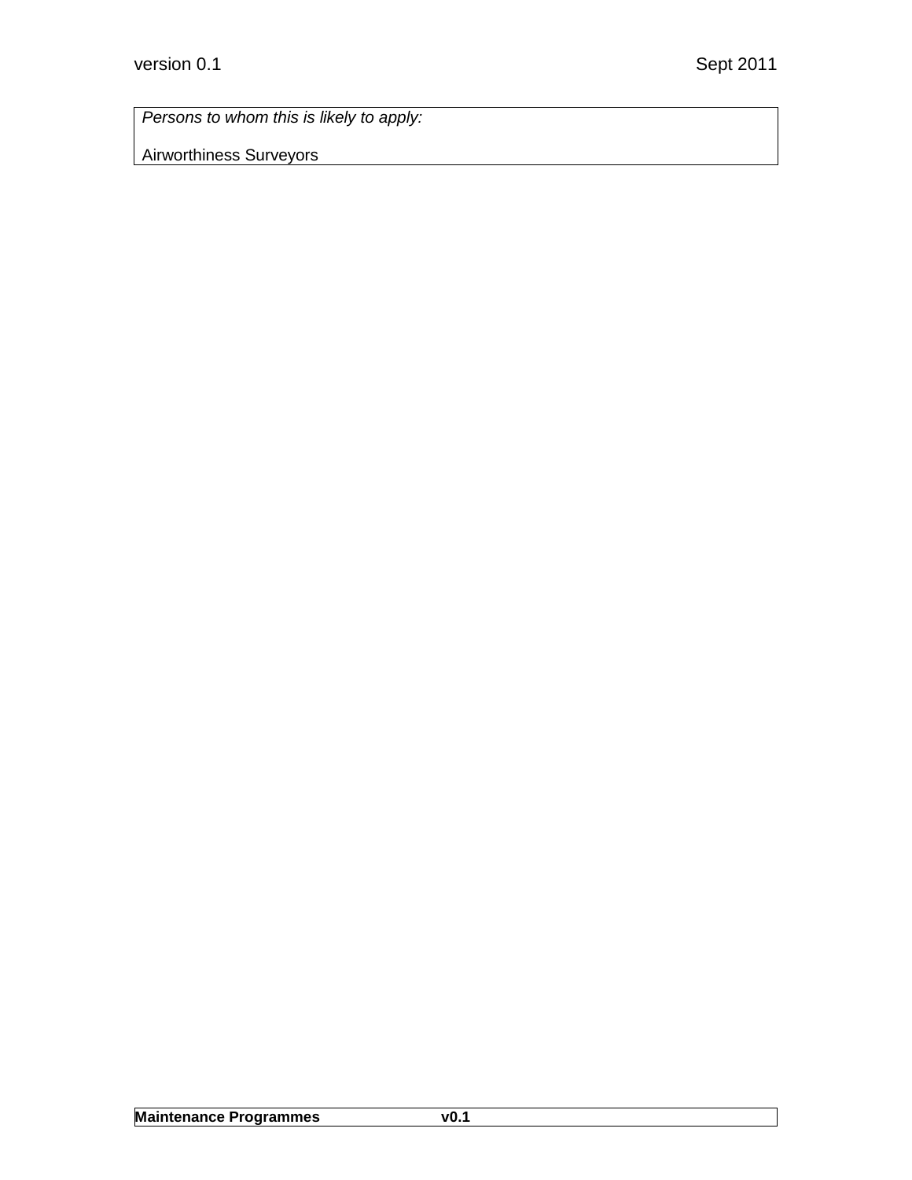*Persons to whom this is likely to apply:*

Airworthiness Surveyors